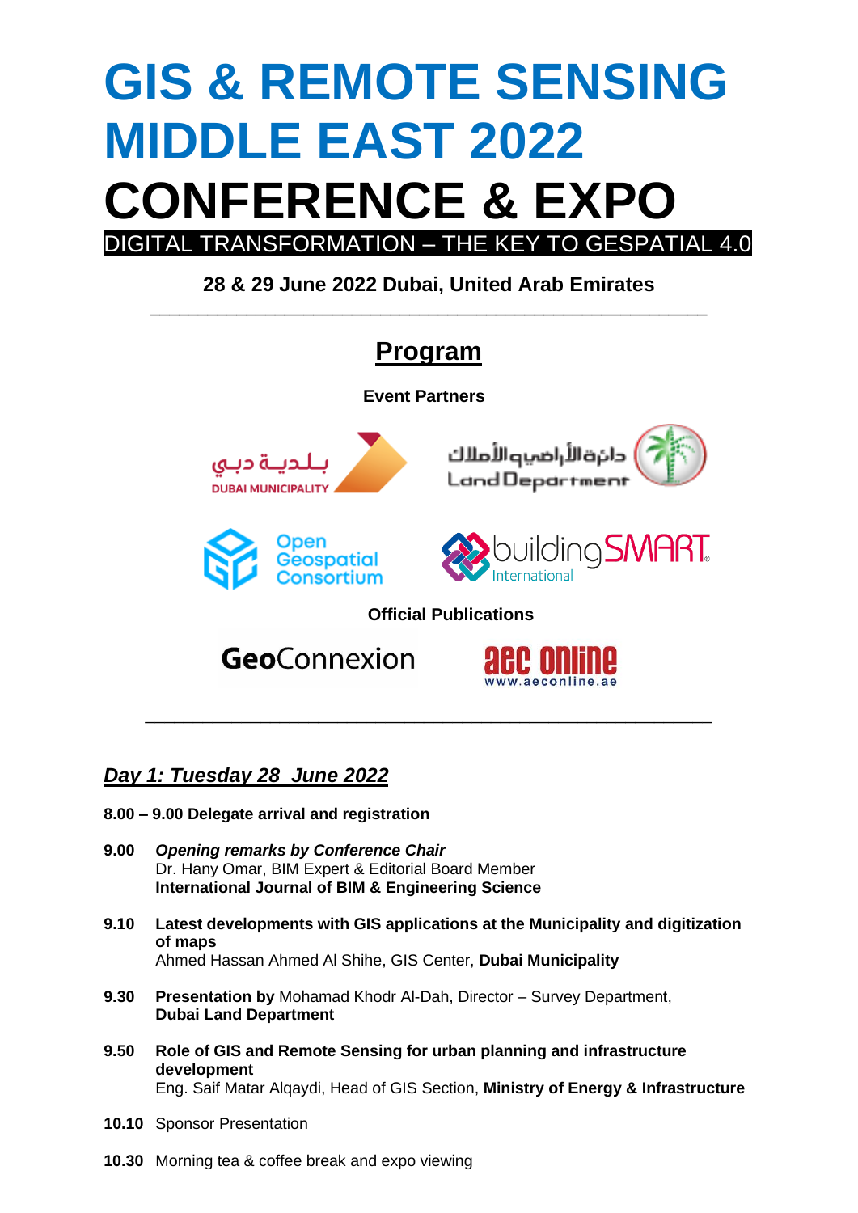# GIS & REMOTE SENSING MIDDLE EAST 2022

# CONFERENCE & EXPO

DIGITAL TRANSFORMATION – THE KEY TO GESPATIAL 4.0

**28 & 29 June 2022 Dubai, United Arab Emirates**

---

## Program

**Event Partners**

بلدية دبي
DUBAI MUNICIPALITY

دائرة الأراضي والأملاك
Land Department

Open Geospatial Consortium

buildingSMART International

**Official Publications**

GeoConnexion

aec online
www.aeconline.ae

---

### *Day 1: Tuesday 28 June 2022*

**8.00 – 9.00 Delegate arrival and registration**

**9.00** *Opening remarks by Conference Chair*
Dr. Hany Omar, BIM Expert & Editorial Board Member
**International Journal of BIM & Engineering Science**

**9.10** **Latest developments with GIS applications at the Municipality and digitization of maps**
Ahmed Hassan Ahmed Al Shihe, GIS Center, **Dubai Municipality**

**9.30** **Presentation by** Mohamad Khodr Al-Dah, Director – Survey Department,
**Dubai Land Department**

**9.50** **Role of GIS and Remote Sensing for urban planning and infrastructure development**
Eng. Saif Matar Alqaydi, Head of GIS Section, **Ministry of Energy & Infrastructure**

**10.10** Sponsor Presentation

**10.30** Morning tea & coffee break and expo viewing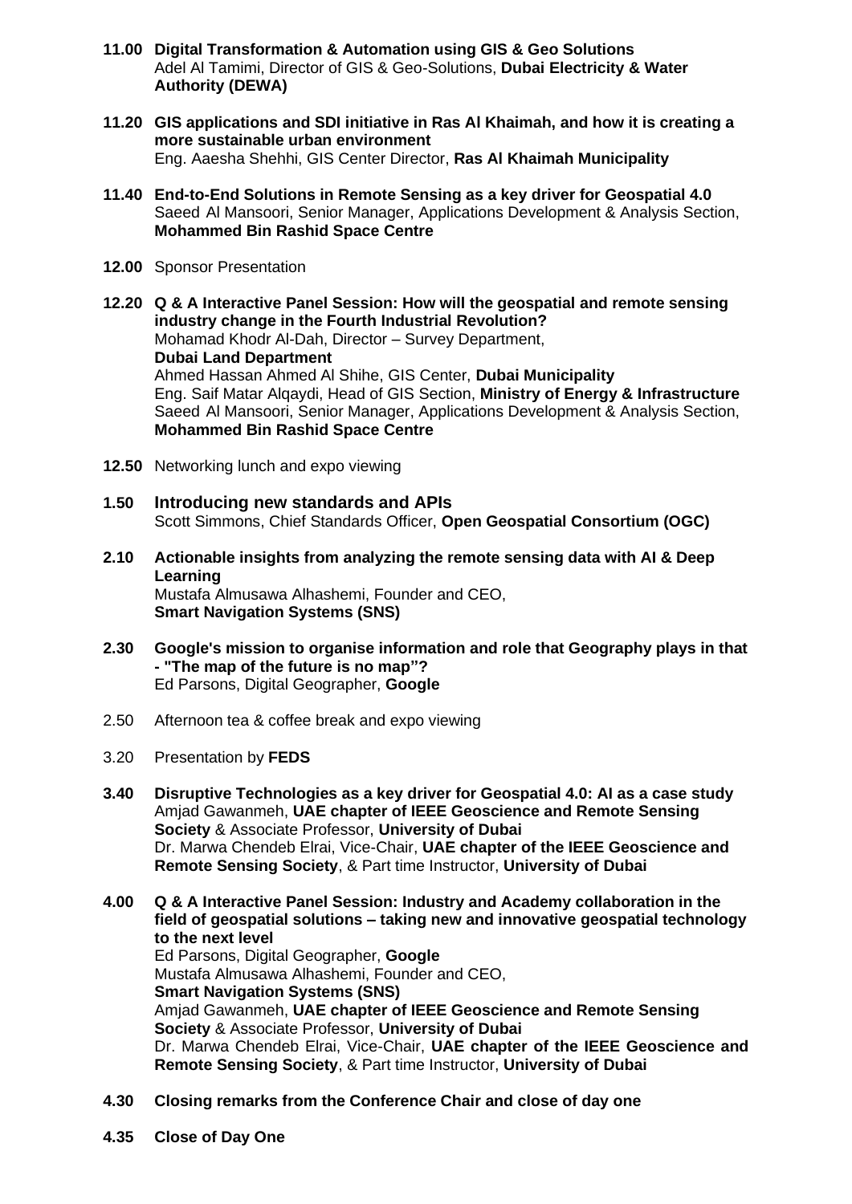**11.00 Digital Transformation & Automation using GIS & Geo Solutions**
Adel Al Tamimi, Director of GIS & Geo-Solutions, **Dubai Electricity & Water Authority (DEWA)**

**11.20 GIS applications and SDI initiative in Ras Al Khaimah, and how it is creating a more sustainable urban environment**
Eng. Aaesha Shehhi, GIS Center Director, **Ras Al Khaimah Municipality**

**11.40 End-to-End Solutions in Remote Sensing as a key driver for Geospatial 4.0**
Saeed Al Mansoori, Senior Manager, Applications Development & Analysis Section, **Mohammed Bin Rashid Space Centre**

**12.00** Sponsor Presentation

**12.20 Q & A Interactive Panel Session: How will the geospatial and remote sensing industry change in the Fourth Industrial Revolution?**
Mohamad Khodr Al-Dah, Director – Survey Department, **Dubai Land Department**
Ahmed Hassan Ahmed Al Shihe, GIS Center, **Dubai Municipality**
Eng. Saif Matar Alqaydi, Head of GIS Section, **Ministry of Energy & Infrastructure**
Saeed Al Mansoori, Senior Manager, Applications Development & Analysis Section, **Mohammed Bin Rashid Space Centre**

**12.50** Networking lunch and expo viewing

**1.50 Introducing new standards and APIs**
Scott Simmons, Chief Standards Officer, **Open Geospatial Consortium (OGC)**

**2.10 Actionable insights from analyzing the remote sensing data with AI & Deep Learning**
Mustafa Almusawa Alhashemi, Founder and CEO, **Smart Navigation Systems (SNS)**

**2.30 Google's mission to organise information and role that Geography plays in that - "The map of the future is no map"?**
Ed Parsons, Digital Geographer, **Google**

2.50 Afternoon tea & coffee break and expo viewing

3.20 Presentation by **FEDS**

**3.40 Disruptive Technologies as a key driver for Geospatial 4.0: AI as a case study**
Amjad Gawanmeh, **UAE chapter of IEEE Geoscience and Remote Sensing Society** & Associate Professor, **University of Dubai**
Dr. Marwa Chendeb Elrai, Vice-Chair, **UAE chapter of the IEEE Geoscience and Remote Sensing Society**, & Part time Instructor, **University of Dubai**

**4.00 Q & A Interactive Panel Session: Industry and Academy collaboration in the field of geospatial solutions – taking new and innovative geospatial technology to the next level**
Ed Parsons, Digital Geographer, **Google**
Mustafa Almusawa Alhashemi, Founder and CEO, **Smart Navigation Systems (SNS)**
Amjad Gawanmeh, **UAE chapter of IEEE Geoscience and Remote Sensing Society** & Associate Professor, **University of Dubai**
Dr. Marwa Chendeb Elrai, Vice-Chair, **UAE chapter of the IEEE Geoscience and Remote Sensing Society**, & Part time Instructor, **University of Dubai**

**4.30 Closing remarks from the Conference Chair and close of day one**

**4.35 Close of Day One**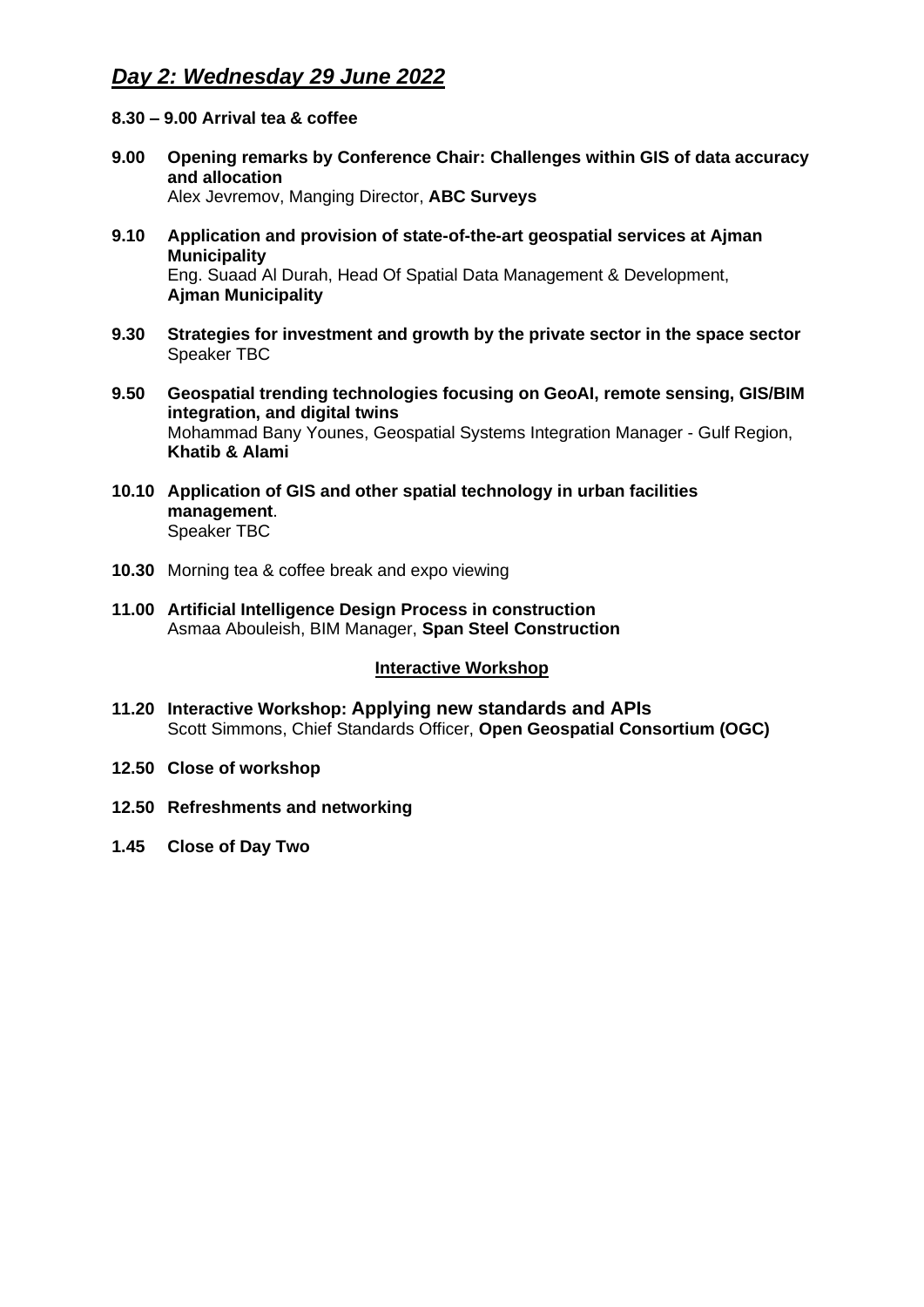## ***Day 2: Wednesday 29 June 2022***

**8.30 – 9.00 Arrival tea & coffee**

**9.00 Opening remarks by Conference Chair: Challenges within GIS of data accuracy and allocation**
Alex Jevremov, Manging Director, **ABC Surveys**

**9.10 Application and provision of state-of-the-art geospatial services at Ajman Municipality**
Eng. Suaad Al Durah, Head Of Spatial Data Management & Development, **Ajman Municipality**

**9.30 Strategies for investment and growth by the private sector in the space sector**
Speaker TBC

**9.50 Geospatial trending technologies focusing on GeoAI, remote sensing, GIS/BIM integration, and digital twins**
Mohammad Bany Younes, Geospatial Systems Integration Manager - Gulf Region, **Khatib & Alami**

**10.10 Application of GIS and other spatial technology in urban facilities management**.
Speaker TBC

**10.30** Morning tea & coffee break and expo viewing

**11.00 Artificial Intelligence Design Process in construction**
Asmaa Abouleish, BIM Manager, **Span Steel Construction**

**Interactive Workshop**

**11.20 Interactive Workshop: Applying new standards and APIs**
Scott Simmons, Chief Standards Officer, **Open Geospatial Consortium (OGC)**

**12.50 Close of workshop**

**12.50 Refreshments and networking**

**1.45 Close of Day Two**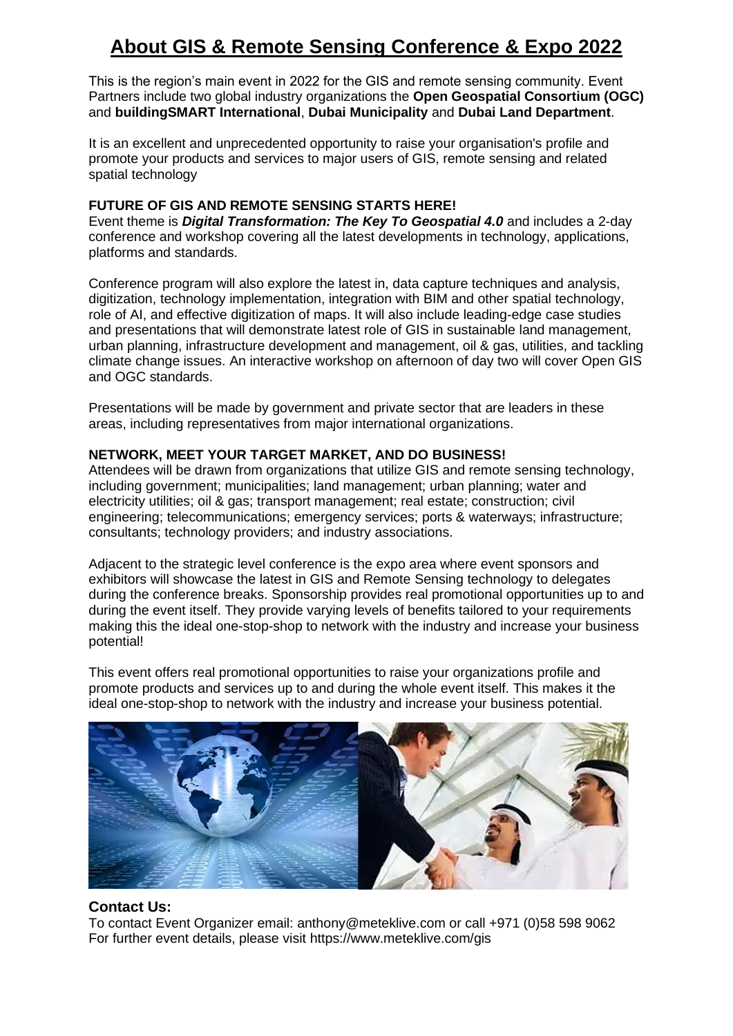# About GIS & Remote Sensing Conference & Expo 2022

This is the region's main event in 2022 for the GIS and remote sensing community. Event Partners include two global industry organizations the **Open Geospatial Consortium (OGC)** and **buildingSMART International**, **Dubai Municipality** and **Dubai Land Department**.

It is an excellent and unprecedented opportunity to raise your organisation's profile and promote your products and services to major users of GIS, remote sensing and related spatial technology

**FUTURE OF GIS AND REMOTE SENSING STARTS HERE!**

Event theme is ***Digital Transformation: The Key To Geospatial 4.0*** and includes a 2-day conference and workshop covering all the latest developments in technology, applications, platforms and standards.

Conference program will also explore the latest in, data capture techniques and analysis, digitization, technology implementation, integration with BIM and other spatial technology, role of AI, and effective digitization of maps. It will also include leading-edge case studies and presentations that will demonstrate latest role of GIS in sustainable land management, urban planning, infrastructure development and management, oil & gas, utilities, and tackling climate change issues. An interactive workshop on afternoon of day two will cover Open GIS and OGC standards.

Presentations will be made by government and private sector that are leaders in these areas, including representatives from major international organizations.

**NETWORK, MEET YOUR TARGET MARKET, AND DO BUSINESS!**

Attendees will be drawn from organizations that utilize GIS and remote sensing technology, including government; municipalities; land management; urban planning; water and electricity utilities; oil & gas; transport management; real estate; construction; civil engineering; telecommunications; emergency services; ports & waterways; infrastructure; consultants; technology providers; and industry associations.

Adjacent to the strategic level conference is the expo area where event sponsors and exhibitors will showcase the latest in GIS and Remote Sensing technology to delegates during the conference breaks. Sponsorship provides real promotional opportunities up to and during the event itself. They provide varying levels of benefits tailored to your requirements making this the ideal one-stop-shop to network with the industry and increase your business potential!

This event offers real promotional opportunities to raise your organizations profile and promote products and services up to and during the whole event itself. This makes it the ideal one-stop-shop to network with the industry and increase your business potential.

### Contact Us:

To contact Event Organizer email: anthony@meteklive.com or call +971 (0)58 598 9062
For further event details, please visit https://www.meteklive.com/gis